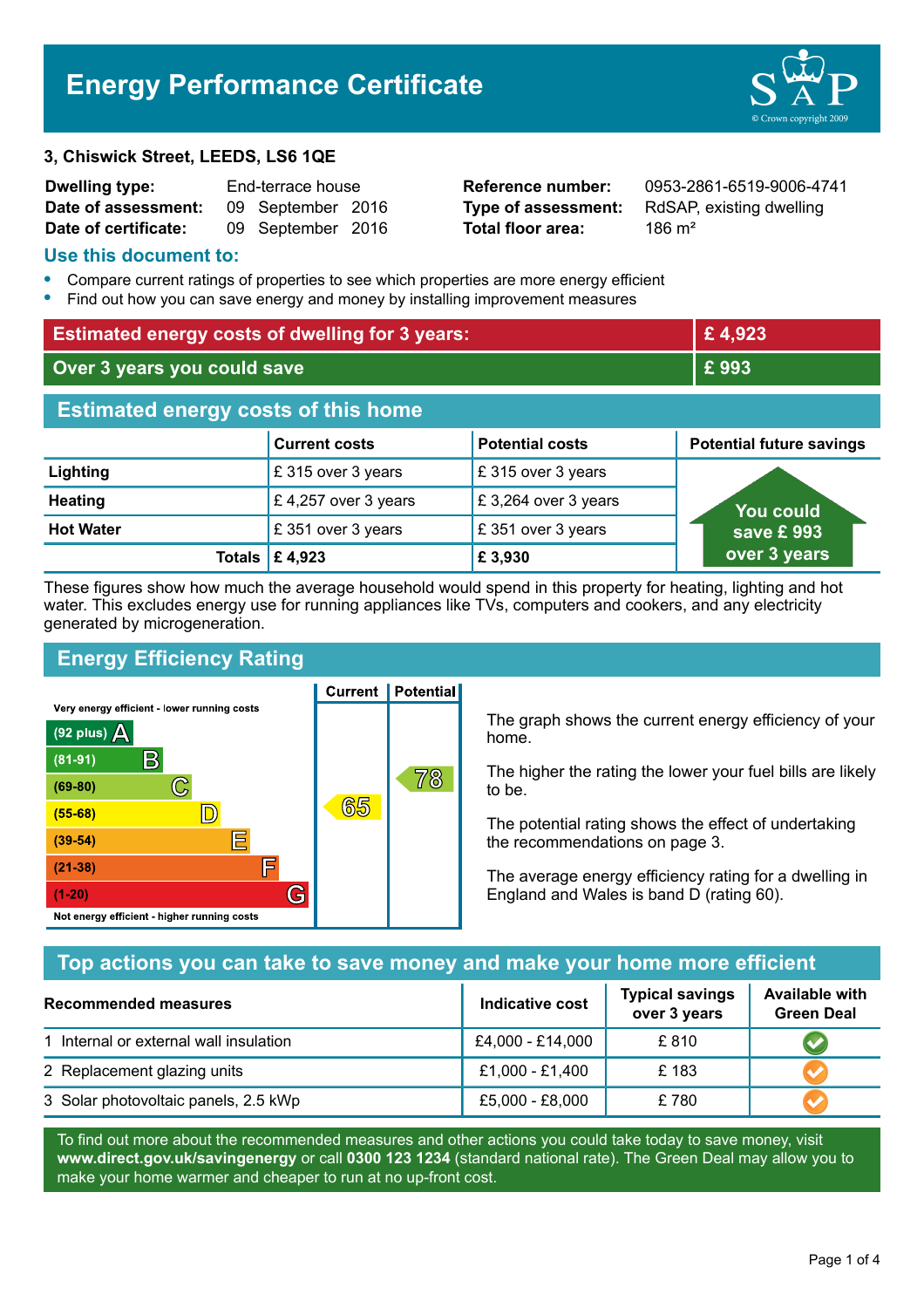# Energy Performance Certificate

**3, Chiswick Street, LEEDS, LS6 1QE**

| | | | |
|---|---|---|---|
| **Dwelling type:** | End-terrace house | **Reference number:** | 0953-2861-6519-9006-4741 |
| **Date of assessment:** | 09 September 2016 | **Type of assessment:** | RdSAP, existing dwelling |
| **Date of certificate:** | 09 September 2016 | **Total floor area:** | 186 m² |

## Use this document to:

- Compare current ratings of properties to see which properties are more energy efficient
- Find out how you can save energy and money by installing improvement measures

| | |
|---|---|
| **Estimated energy costs of dwelling for 3 years:** | **£ 4,923** |
| **Over 3 years you could save** | **£ 993** |

## Estimated energy costs of this home

| | Current costs | Potential costs | Potential future savings |
|---|---|---|---|
| **Lighting** | £ 315 over 3 years | £ 315 over 3 years | You could save £ 993 over 3 years |
| **Heating** | £ 4,257 over 3 years | £ 3,264 over 3 years | |
| **Hot Water** | £ 351 over 3 years | £ 351 over 3 years | |
| **Totals** | **£ 4,923** | **£ 3,930** | |

These figures show how much the average household would spend in this property for heating, lighting and hot water. This excludes energy use for running appliances like TVs, computers and cookers, and any electricity generated by microgeneration.

## Energy Efficiency Rating

| Rating band | Current | Potential |
|---|---|---|
| Very energy efficient - lower running costs | | |
| (92 plus) A | | |
| (81-91) B | | |
| (69-80) C | | 78 |
| (55-68) D | 65 | |
| (39-54) E | | |
| (21-38) F | | |
| (1-20) G | | |
| Not energy efficient - higher running costs | | |

The graph shows the current energy efficiency of your home.

The higher the rating the lower your fuel bills are likely to be.

The potential rating shows the effect of undertaking the recommendations on page 3.

The average energy efficiency rating for a dwelling in England and Wales is band D (rating 60).

## Top actions you can take to save money and make your home more efficient

| Recommended measures | Indicative cost | Typical savings over 3 years | Available with Green Deal |
|---|---|---|---|
| 1 Internal or external wall insulation | £4,000 - £14,000 | £ 810 | ✔ |
| 2 Replacement glazing units | £1,000 - £1,400 | £ 183 | ✔ |
| 3 Solar photovoltaic panels, 2.5 kWp | £5,000 - £8,000 | £ 780 | ✔ |

To find out more about the recommended measures and other actions you could take today to save money, visit **www.direct.gov.uk/savingenergy** or call **0300 123 1234** (standard national rate). The Green Deal may allow you to make your home warmer and cheaper to run at no up-front cost.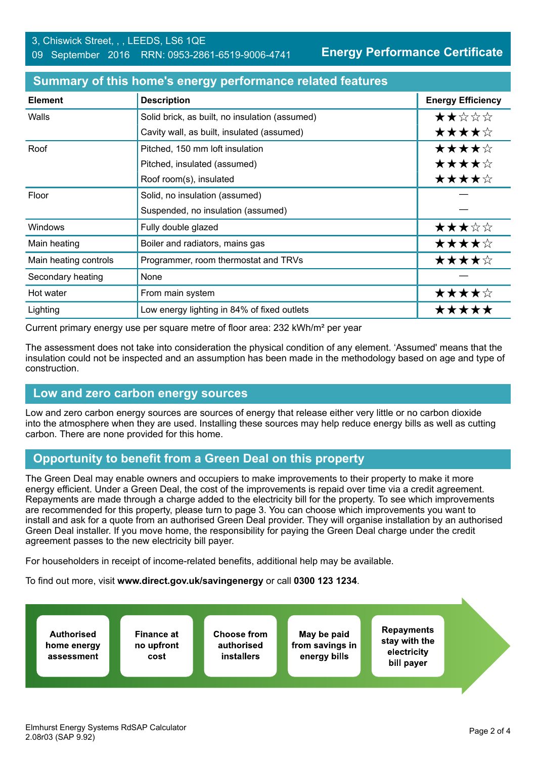3, Chiswick Street, , , LEEDS, LS6 1QE
09 September 2016 RRN: 0953-2861-6519-9006-4741

**Energy Performance Certificate**

## Summary of this home's energy performance related features

| Element | Description | Energy Efficiency |
|---|---|---|
| Walls | Solid brick, as built, no insulation (assumed) | ★★☆☆☆ |
| | Cavity wall, as built, insulated (assumed) | ★★★★☆ |
| Roof | Pitched, 150 mm loft insulation | ★★★★☆ |
| | Pitched, insulated (assumed) | ★★★★☆ |
| | Roof room(s), insulated | ★★★★☆ |
| Floor | Solid, no insulation (assumed) | — |
| | Suspended, no insulation (assumed) | — |
| Windows | Fully double glazed | ★★★☆☆ |
| Main heating | Boiler and radiators, mains gas | ★★★★☆ |
| Main heating controls | Programmer, room thermostat and TRVs | ★★★★☆ |
| Secondary heating | None | — |
| Hot water | From main system | ★★★★☆ |
| Lighting | Low energy lighting in 84% of fixed outlets | ★★★★★ |

Current primary energy use per square metre of floor area: 232 kWh/m² per year

The assessment does not take into consideration the physical condition of any element. 'Assumed' means that the insulation could not be inspected and an assumption has been made in the methodology based on age and type of construction.

## Low and zero carbon energy sources

Low and zero carbon energy sources are sources of energy that release either very little or no carbon dioxide into the atmosphere when they are used. Installing these sources may help reduce energy bills as well as cutting carbon. There are none provided for this home.

## Opportunity to benefit from a Green Deal on this property

The Green Deal may enable owners and occupiers to make improvements to their property to make it more energy efficient. Under a Green Deal, the cost of the improvements is repaid over time via a credit agreement. Repayments are made through a charge added to the electricity bill for the property. To see which improvements are recommended for this property, please turn to page 3. You can choose which improvements you want to install and ask for a quote from an authorised Green Deal provider. They will organise installation by an authorised Green Deal installer. If you move home, the responsibility for paying the Green Deal charge under the credit agreement passes to the new electricity bill payer.

For householders in receipt of income-related benefits, additional help may be available.

To find out more, visit **www.direct.gov.uk/savingenergy** or call **0300 123 1234**.

- **Authorised home energy assessment**
- **Finance at no upfront cost**
- **Choose from authorised installers**
- **May be paid from savings in energy bills**
- **Repayments stay with the electricity bill payer**

Elmhurst Energy Systems RdSAP Calculator 2.08r03 (SAP 9.92)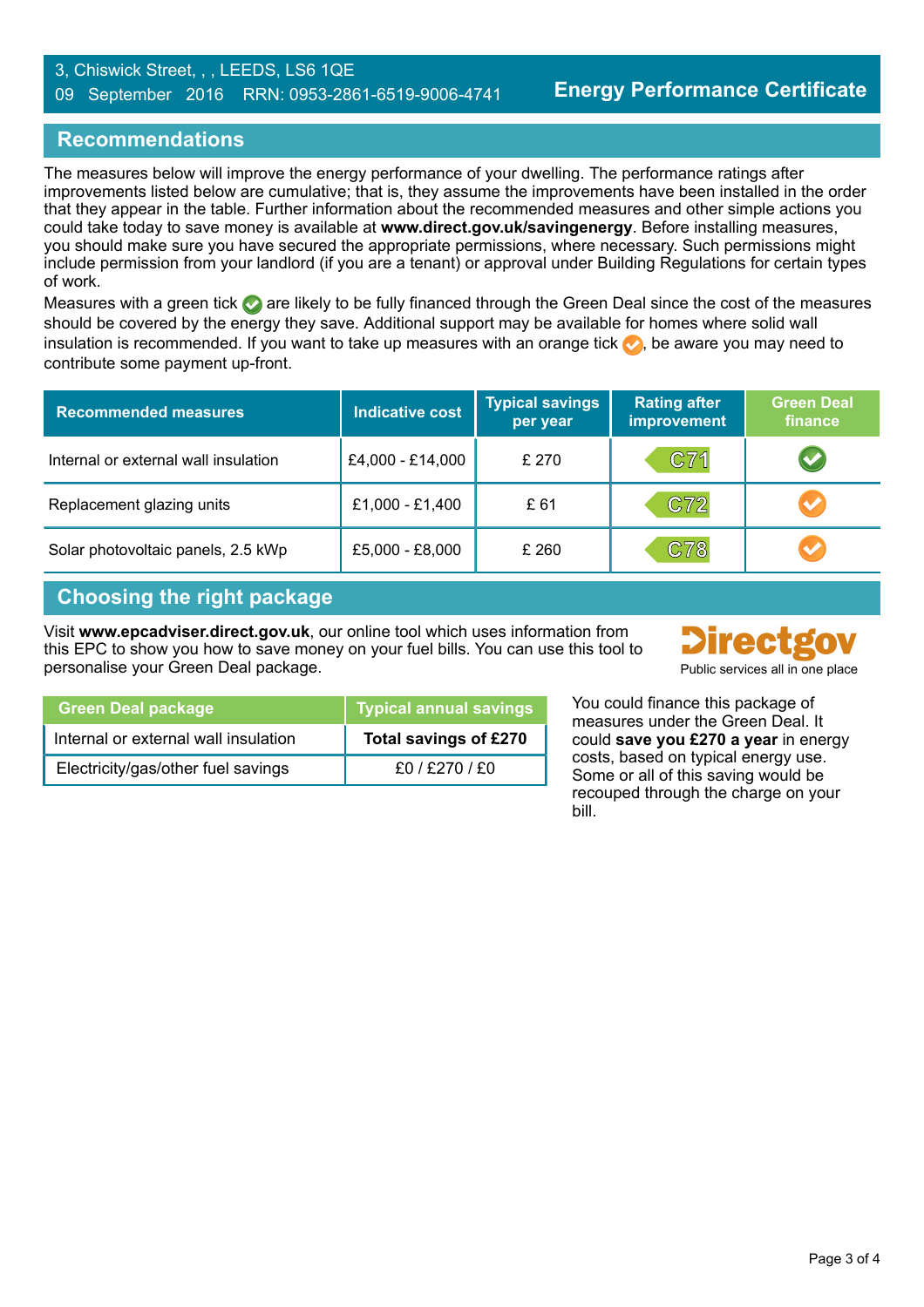3, Chiswick Street, , , LEEDS, LS6 1QE
09 September 2016 RRN: 0953-2861-6519-9006-4741

**Energy Performance Certificate**

## Recommendations

The measures below will improve the energy performance of your dwelling. The performance ratings after improvements listed below are cumulative; that is, they assume the improvements have been installed in the order that they appear in the table. Further information about the recommended measures and other simple actions you could take today to save money is available at **www.direct.gov.uk/savingenergy**. Before installing measures, you should make sure you have secured the appropriate permissions, where necessary. Such permissions might include permission from your landlord (if you are a tenant) or approval under Building Regulations for certain types of work.

Measures with a green tick ✅ are likely to be fully financed through the Green Deal since the cost of the measures should be covered by the energy they save. Additional support may be available for homes where solid wall insulation is recommended. If you want to take up measures with an orange tick ✅, be aware you may need to contribute some payment up-front.

| Recommended measures | Indicative cost | Typical savings per year | Rating after improvement | Green Deal finance |
|---|---|---|---|---|
| Internal or external wall insulation | £4,000 - £14,000 | £ 270 | C71 | ✅ (green) |
| Replacement glazing units | £1,000 - £1,400 | £ 61 | C72 | ✅ (orange) |
| Solar photovoltaic panels, 2.5 kWp | £5,000 - £8,000 | £ 260 | C78 | ✅ (orange) |

## Choosing the right package

Visit **www.epcadviser.direct.gov.uk**, our online tool which uses information from this EPC to show you how to save money on your fuel bills. You can use this tool to personalise your Green Deal package.

Directgov
Public services all in one place

| Green Deal package | Typical annual savings |
|---|---|
| Internal or external wall insulation | **Total savings of £270** |
| Electricity/gas/other fuel savings | £0 / £270 / £0 |

You could finance this package of measures under the Green Deal. It could **save you £270 a year** in energy costs, based on typical energy use. Some or all of this saving would be recouped through the charge on your bill.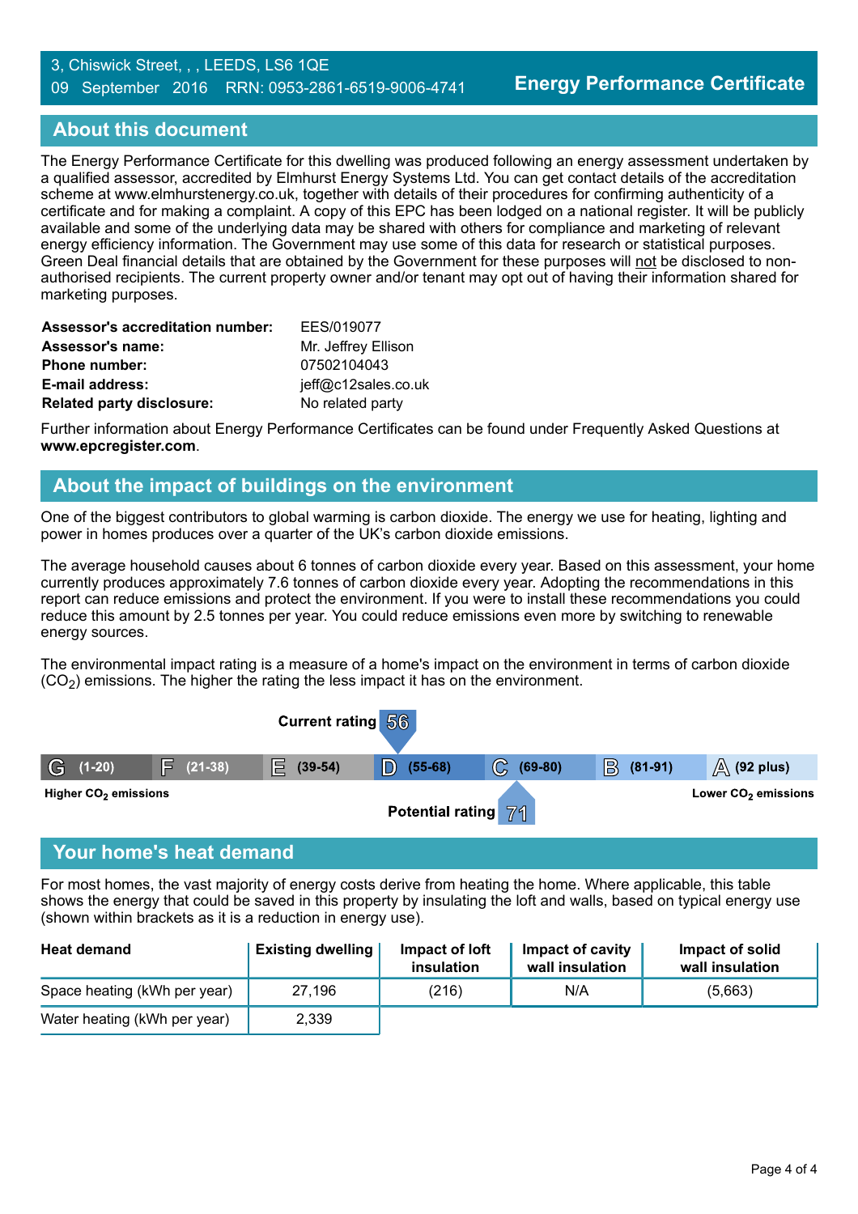3, Chiswick Street, , , LEEDS, LS6 1QE
09 September 2016 RRN: 0953-2861-6519-9006-4741

**Energy Performance Certificate**

## About this document

The Energy Performance Certificate for this dwelling was produced following an energy assessment undertaken by a qualified assessor, accredited by Elmhurst Energy Systems Ltd. You can get contact details of the accreditation scheme at www.elmhurstenergy.co.uk, together with details of their procedures for confirming authenticity of a certificate and for making a complaint. A copy of this EPC has been lodged on a national register. It will be publicly available and some of the underlying data may be shared with others for compliance and marketing of relevant energy efficiency information. The Government may use some of this data for research or statistical purposes. Green Deal financial details that are obtained by the Government for these purposes will not be disclosed to non-authorised recipients. The current property owner and/or tenant may opt out of having their information shared for marketing purposes.

| | |
|---|---|
| **Assessor's accreditation number:** | EES/019077 |
| **Assessor's name:** | Mr. Jeffrey Ellison |
| **Phone number:** | 07502104043 |
| **E-mail address:** | jeff@c12sales.co.uk |
| **Related party disclosure:** | No related party |

Further information about Energy Performance Certificates can be found under Frequently Asked Questions at **www.epcregister.com**.

## About the impact of buildings on the environment

One of the biggest contributors to global warming is carbon dioxide. The energy we use for heating, lighting and power in homes produces over a quarter of the UK's carbon dioxide emissions.

The average household causes about 6 tonnes of carbon dioxide every year. Based on this assessment, your home currently produces approximately 7.6 tonnes of carbon dioxide every year. Adopting the recommendations in this report can reduce emissions and protect the environment. If you were to install these recommendations you could reduce this amount by 2.5 tonnes per year. You could reduce emissions even more by switching to renewable energy sources.

The environmental impact rating is a measure of a home's impact on the environment in terms of carbon dioxide ($CO_2$) emissions. The higher the rating the less impact it has on the environment.

Current rating 56

G (1-20) F (21-38) E (39-54) D (55-68) C (69-80) B (81-91) A (92 plus)

Higher $CO_2$ emissions

Lower $CO_2$ emissions

Potential rating 71

## Your home's heat demand

For most homes, the vast majority of energy costs derive from heating the home. Where applicable, this table shows the energy that could be saved in this property by insulating the loft and walls, based on typical energy use (shown within brackets as it is a reduction in energy use).

| Heat demand | Existing dwelling | Impact of loft insulation | Impact of cavity wall insulation | Impact of solid wall insulation |
|---|---|---|---|---|
| Space heating (kWh per year) | 27,196 | (216) | N/A | (5,663) |
| Water heating (kWh per year) | 2,339 | | | |